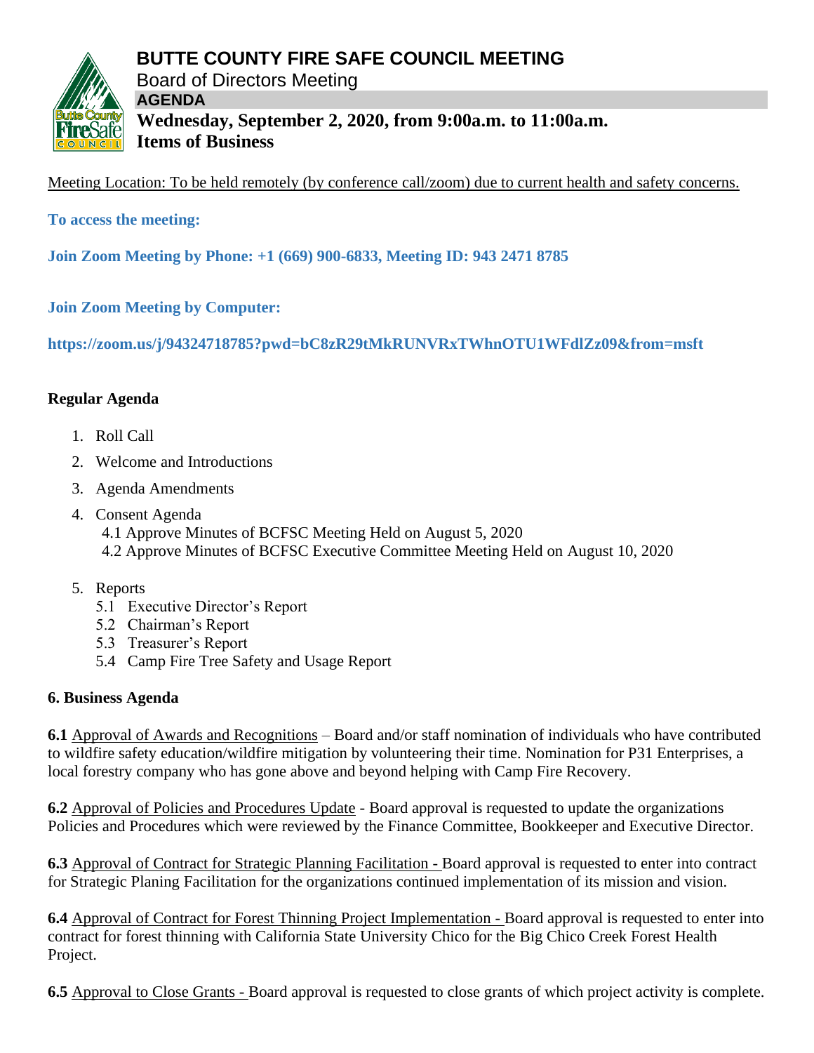# BUTTE COUNTY FIRE SAFE COUNCIL MEETING

Board of Directors Meeting

**AGENDA**

**Wednesday, September 2, 2020, from 9:00a.m. to 11:00a.m.**
**Items of Business**

Meeting Location: To be held remotely (by conference call/zoom) due to current health and safety concerns.

**To access the meeting:**

**Join Zoom Meeting by Phone: +1 (669) 900-6833, Meeting ID: 943 2471 8785**

**Join Zoom Meeting by Computer:**

**https://zoom.us/j/94324718785?pwd=bC8zR29tMkRUNVRxTWhnOTU1WFdlZz09&from=msft**

## Regular Agenda

1. Roll Call
2. Welcome and Introductions
3. Agenda Amendments
4. Consent Agenda
   - 4.1 Approve Minutes of BCFSC Meeting Held on August 5, 2020
   - 4.2 Approve Minutes of BCFSC Executive Committee Meeting Held on August 10, 2020
5. Reports
   - 5.1 Executive Director's Report
   - 5.2 Chairman's Report
   - 5.3 Treasurer's Report
   - 5.4 Camp Fire Tree Safety and Usage Report

## 6. Business Agenda

**6.1** Approval of Awards and Recognitions – Board and/or staff nomination of individuals who have contributed to wildfire safety education/wildfire mitigation by volunteering their time. Nomination for P31 Enterprises, a local forestry company who has gone above and beyond helping with Camp Fire Recovery.

**6.2** Approval of Policies and Procedures Update - Board approval is requested to update the organizations Policies and Procedures which were reviewed by the Finance Committee, Bookkeeper and Executive Director.

**6.3** Approval of Contract for Strategic Planning Facilitation - Board approval is requested to enter into contract for Strategic Planing Facilitation for the organizations continued implementation of its mission and vision.

**6.4** Approval of Contract for Forest Thinning Project Implementation - Board approval is requested to enter into contract for forest thinning with California State University Chico for the Big Chico Creek Forest Health Project.

**6.5** Approval to Close Grants - Board approval is requested to close grants of which project activity is complete.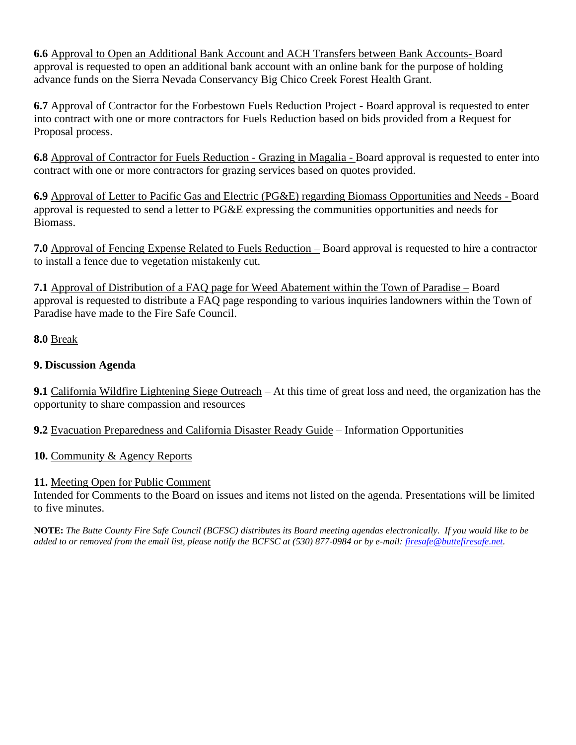**6.6** Approval to Open an Additional Bank Account and ACH Transfers between Bank Accounts- Board approval is requested to open an additional bank account with an online bank for the purpose of holding advance funds on the Sierra Nevada Conservancy Big Chico Creek Forest Health Grant.

**6.7** Approval of Contractor for the Forbestown Fuels Reduction Project - Board approval is requested to enter into contract with one or more contractors for Fuels Reduction based on bids provided from a Request for Proposal process.

**6.8** Approval of Contractor for Fuels Reduction - Grazing in Magalia - Board approval is requested to enter into contract with one or more contractors for grazing services based on quotes provided.

**6.9** Approval of Letter to Pacific Gas and Electric (PG&E) regarding Biomass Opportunities and Needs - Board approval is requested to send a letter to PG&E expressing the communities opportunities and needs for Biomass.

**7.0** Approval of Fencing Expense Related to Fuels Reduction – Board approval is requested to hire a contractor to install a fence due to vegetation mistakenly cut.

**7.1** Approval of Distribution of a FAQ page for Weed Abatement within the Town of Paradise – Board approval is requested to distribute a FAQ page responding to various inquiries landowners within the Town of Paradise have made to the Fire Safe Council.

**8.0** Break

**9. Discussion Agenda**

**9.1** California Wildfire Lightening Siege Outreach – At this time of great loss and need, the organization has the opportunity to share compassion and resources

**9.2** Evacuation Preparedness and California Disaster Ready Guide – Information Opportunities

**10.** Community & Agency Reports

**11.** Meeting Open for Public Comment
Intended for Comments to the Board on issues and items not listed on the agenda. Presentations will be limited to five minutes.

**NOTE:** *The Butte County Fire Safe Council (BCFSC) distributes its Board meeting agendas electronically. If you would like to be added to or removed from the email list, please notify the BCFSC at (530) 877-0984 or by e-mail: firesafe@buttefiresafe.net.*